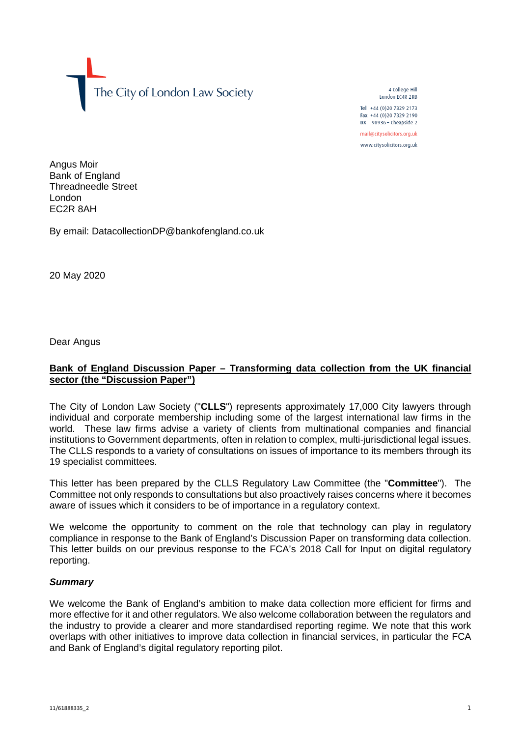The City of London Law Society

4 College Hill
London EC4R 2RB

Tel +44 (0)20 7329 2173
Fax +44 (0)20 7329 2190
DX 98936 – Cheapside 2

mail@citysolicitors.org.uk

www.citysolicitors.org.uk

Angus Moir
Bank of England
Threadneedle Street
London
EC2R 8AH

By email: DatacollectionDP@bankofengland.co.uk

20 May 2020

Dear Angus

**Bank of England Discussion Paper – Transforming data collection from the UK financial sector (the "Discussion Paper")**

The City of London Law Society ("**CLLS**") represents approximately 17,000 City lawyers through individual and corporate membership including some of the largest international law firms in the world. These law firms advise a variety of clients from multinational companies and financial institutions to Government departments, often in relation to complex, multi-jurisdictional legal issues. The CLLS responds to a variety of consultations on issues of importance to its members through its 19 specialist committees.

This letter has been prepared by the CLLS Regulatory Law Committee (the "**Committee**"). The Committee not only responds to consultations but also proactively raises concerns where it becomes aware of issues which it considers to be of importance in a regulatory context.

We welcome the opportunity to comment on the role that technology can play in regulatory compliance in response to the Bank of England's Discussion Paper on transforming data collection. This letter builds on our previous response to the FCA's 2018 Call for Input on digital regulatory reporting.

***Summary***

We welcome the Bank of England's ambition to make data collection more efficient for firms and more effective for it and other regulators. We also welcome collaboration between the regulators and the industry to provide a clearer and more standardised reporting regime. We note that this work overlaps with other initiatives to improve data collection in financial services, in particular the FCA and Bank of England's digital regulatory reporting pilot.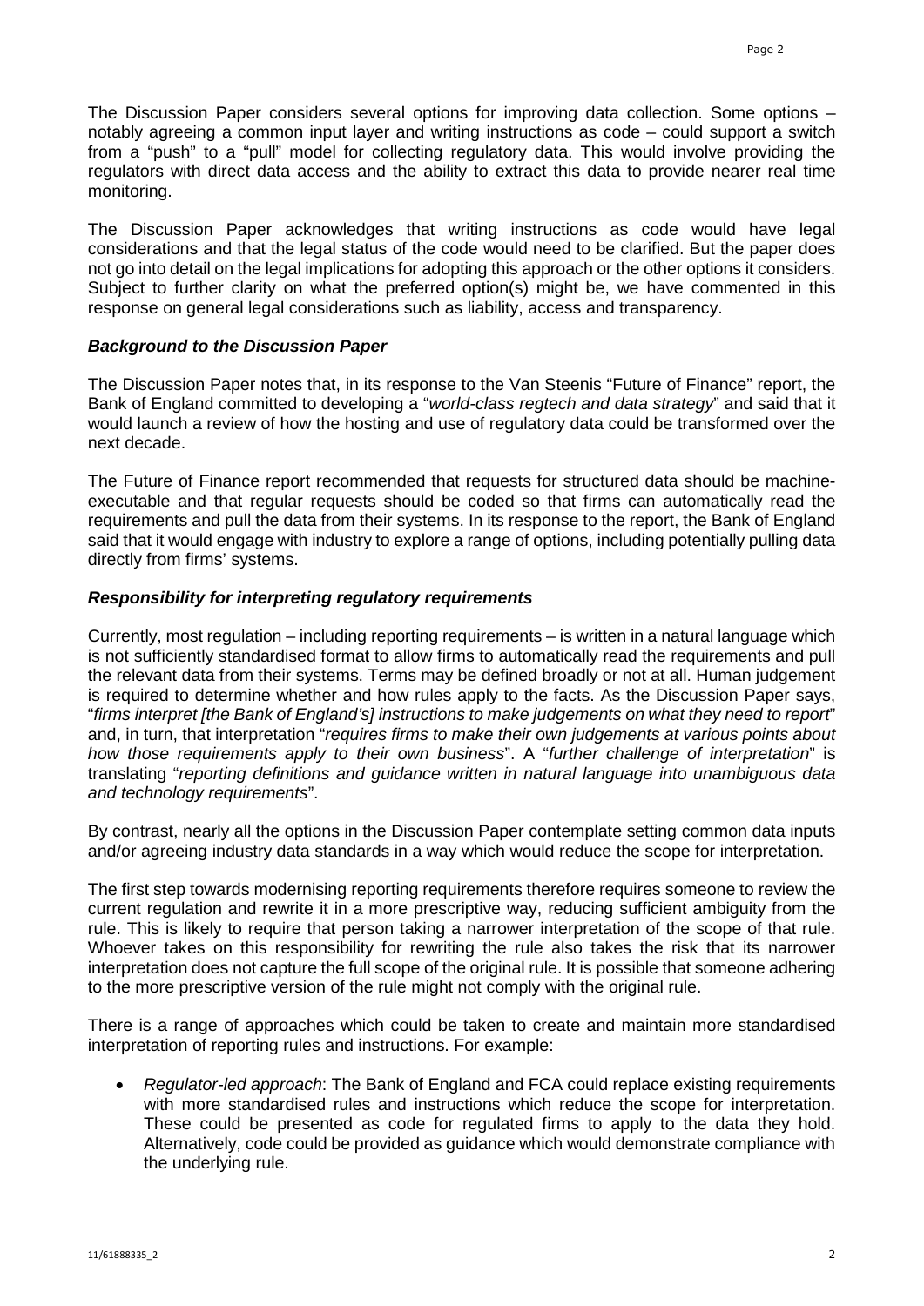The Discussion Paper considers several options for improving data collection. Some options – notably agreeing a common input layer and writing instructions as code – could support a switch from a "push" to a "pull" model for collecting regulatory data. This would involve providing the regulators with direct data access and the ability to extract this data to provide nearer real time monitoring.

The Discussion Paper acknowledges that writing instructions as code would have legal considerations and that the legal status of the code would need to be clarified. But the paper does not go into detail on the legal implications for adopting this approach or the other options it considers. Subject to further clarity on what the preferred option(s) might be, we have commented in this response on general legal considerations such as liability, access and transparency.

***Background to the Discussion Paper***

The Discussion Paper notes that, in its response to the Van Steenis "Future of Finance" report, the Bank of England committed to developing a "*world-class regtech and data strategy*" and said that it would launch a review of how the hosting and use of regulatory data could be transformed over the next decade.

The Future of Finance report recommended that requests for structured data should be machine-executable and that regular requests should be coded so that firms can automatically read the requirements and pull the data from their systems. In its response to the report, the Bank of England said that it would engage with industry to explore a range of options, including potentially pulling data directly from firms' systems.

***Responsibility for interpreting regulatory requirements***

Currently, most regulation – including reporting requirements – is written in a natural language which is not sufficiently standardised format to allow firms to automatically read the requirements and pull the relevant data from their systems. Terms may be defined broadly or not at all. Human judgement is required to determine whether and how rules apply to the facts. As the Discussion Paper says, "*firms interpret [the Bank of England's] instructions to make judgements on what they need to report*" and, in turn, that interpretation "*requires firms to make their own judgements at various points about how those requirements apply to their own business*". A "*further challenge of interpretation*" is translating "*reporting definitions and guidance written in natural language into unambiguous data and technology requirements*".

By contrast, nearly all the options in the Discussion Paper contemplate setting common data inputs and/or agreeing industry data standards in a way which would reduce the scope for interpretation.

The first step towards modernising reporting requirements therefore requires someone to review the current regulation and rewrite it in a more prescriptive way, reducing sufficient ambiguity from the rule. This is likely to require that person taking a narrower interpretation of the scope of that rule. Whoever takes on this responsibility for rewriting the rule also takes the risk that its narrower interpretation does not capture the full scope of the original rule. It is possible that someone adhering to the more prescriptive version of the rule might not comply with the original rule.

There is a range of approaches which could be taken to create and maintain more standardised interpretation of reporting rules and instructions. For example:

- *Regulator-led approach*: The Bank of England and FCA could replace existing requirements with more standardised rules and instructions which reduce the scope for interpretation. These could be presented as code for regulated firms to apply to the data they hold. Alternatively, code could be provided as guidance which would demonstrate compliance with the underlying rule.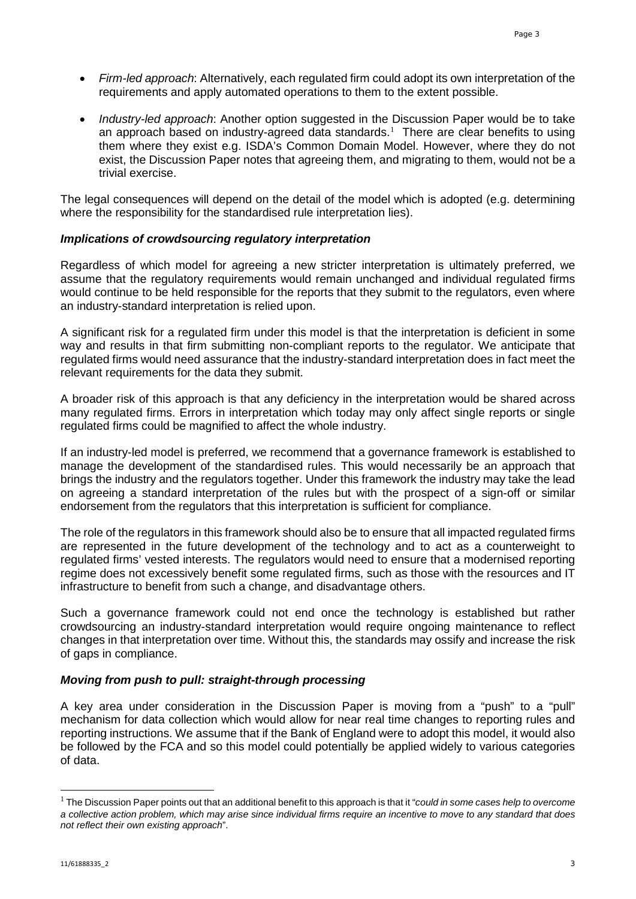- *Firm-led approach*: Alternatively, each regulated firm could adopt its own interpretation of the requirements and apply automated operations to them to the extent possible.
- *Industry-led approach*: Another option suggested in the Discussion Paper would be to take an approach based on industry-agreed data standards.[1] There are clear benefits to using them where they exist e.g. ISDA's Common Domain Model. However, where they do not exist, the Discussion Paper notes that agreeing them, and migrating to them, would not be a trivial exercise.

The legal consequences will depend on the detail of the model which is adopted (e.g. determining where the responsibility for the standardised rule interpretation lies).

***Implications of crowdsourcing regulatory interpretation***

Regardless of which model for agreeing a new stricter interpretation is ultimately preferred, we assume that the regulatory requirements would remain unchanged and individual regulated firms would continue to be held responsible for the reports that they submit to the regulators, even where an industry-standard interpretation is relied upon.

A significant risk for a regulated firm under this model is that the interpretation is deficient in some way and results in that firm submitting non-compliant reports to the regulator. We anticipate that regulated firms would need assurance that the industry-standard interpretation does in fact meet the relevant requirements for the data they submit.

A broader risk of this approach is that any deficiency in the interpretation would be shared across many regulated firms. Errors in interpretation which today may only affect single reports or single regulated firms could be magnified to affect the whole industry.

If an industry-led model is preferred, we recommend that a governance framework is established to manage the development of the standardised rules. This would necessarily be an approach that brings the industry and the regulators together. Under this framework the industry may take the lead on agreeing a standard interpretation of the rules but with the prospect of a sign-off or similar endorsement from the regulators that this interpretation is sufficient for compliance.

The role of the regulators in this framework should also be to ensure that all impacted regulated firms are represented in the future development of the technology and to act as a counterweight to regulated firms' vested interests. The regulators would need to ensure that a modernised reporting regime does not excessively benefit some regulated firms, such as those with the resources and IT infrastructure to benefit from such a change, and disadvantage others.

Such a governance framework could not end once the technology is established but rather crowdsourcing an industry-standard interpretation would require ongoing maintenance to reflect changes in that interpretation over time. Without this, the standards may ossify and increase the risk of gaps in compliance.

***Moving from push to pull: straight-through processing***

A key area under consideration in the Discussion Paper is moving from a "push" to a "pull" mechanism for data collection which would allow for near real time changes to reporting rules and reporting instructions. We assume that if the Bank of England were to adopt this model, it would also be followed by the FCA and so this model could potentially be applied widely to various categories of data.

---

[1] The Discussion Paper points out that an additional benefit to this approach is that it "*could in some cases help to overcome a collective action problem, which may arise since individual firms require an incentive to move to any standard that does not reflect their own existing approach*".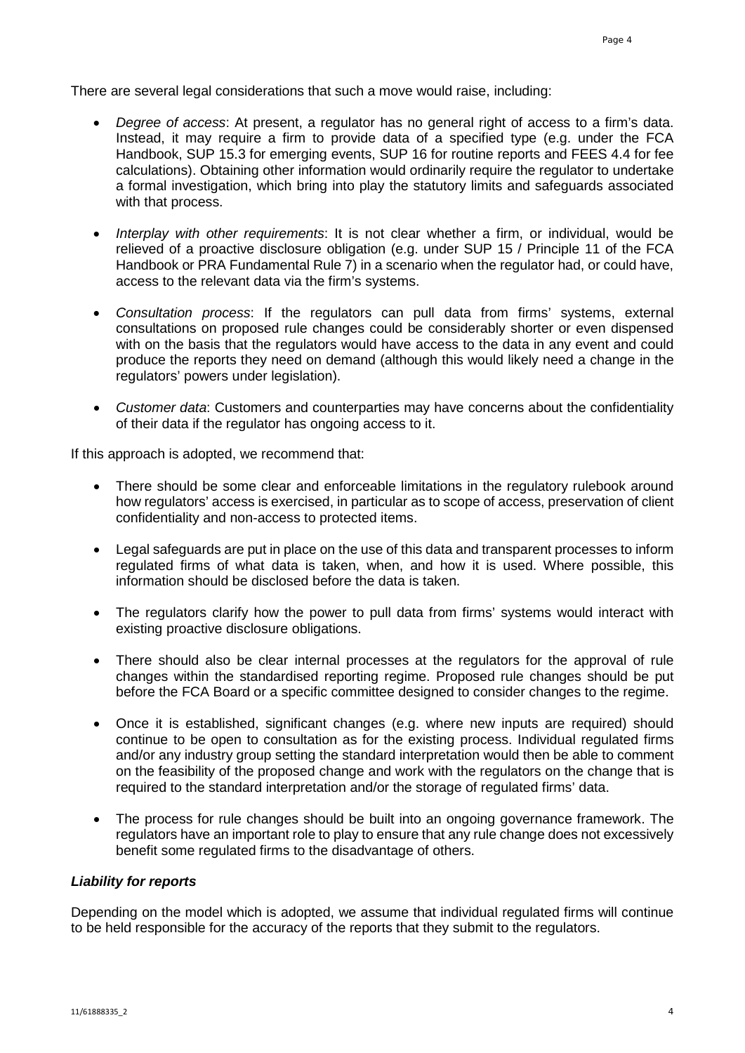There are several legal considerations that such a move would raise, including:

- *Degree of access*: At present, a regulator has no general right of access to a firm's data. Instead, it may require a firm to provide data of a specified type (e.g. under the FCA Handbook, SUP 15.3 for emerging events, SUP 16 for routine reports and FEES 4.4 for fee calculations). Obtaining other information would ordinarily require the regulator to undertake a formal investigation, which bring into play the statutory limits and safeguards associated with that process.

- *Interplay with other requirements*: It is not clear whether a firm, or individual, would be relieved of a proactive disclosure obligation (e.g. under SUP 15 / Principle 11 of the FCA Handbook or PRA Fundamental Rule 7) in a scenario when the regulator had, or could have, access to the relevant data via the firm's systems.

- *Consultation process*: If the regulators can pull data from firms' systems, external consultations on proposed rule changes could be considerably shorter or even dispensed with on the basis that the regulators would have access to the data in any event and could produce the reports they need on demand (although this would likely need a change in the regulators' powers under legislation).

- *Customer data*: Customers and counterparties may have concerns about the confidentiality of their data if the regulator has ongoing access to it.

If this approach is adopted, we recommend that:

- There should be some clear and enforceable limitations in the regulatory rulebook around how regulators' access is exercised, in particular as to scope of access, preservation of client confidentiality and non-access to protected items.

- Legal safeguards are put in place on the use of this data and transparent processes to inform regulated firms of what data is taken, when, and how it is used. Where possible, this information should be disclosed before the data is taken.

- The regulators clarify how the power to pull data from firms' systems would interact with existing proactive disclosure obligations.

- There should also be clear internal processes at the regulators for the approval of rule changes within the standardised reporting regime. Proposed rule changes should be put before the FCA Board or a specific committee designed to consider changes to the regime.

- Once it is established, significant changes (e.g. where new inputs are required) should continue to be open to consultation as for the existing process. Individual regulated firms and/or any industry group setting the standard interpretation would then be able to comment on the feasibility of the proposed change and work with the regulators on the change that is required to the standard interpretation and/or the storage of regulated firms' data.

- The process for rule changes should be built into an ongoing governance framework. The regulators have an important role to play to ensure that any rule change does not excessively benefit some regulated firms to the disadvantage of others.

### ***Liability for reports***

Depending on the model which is adopted, we assume that individual regulated firms will continue to be held responsible for the accuracy of the reports that they submit to the regulators.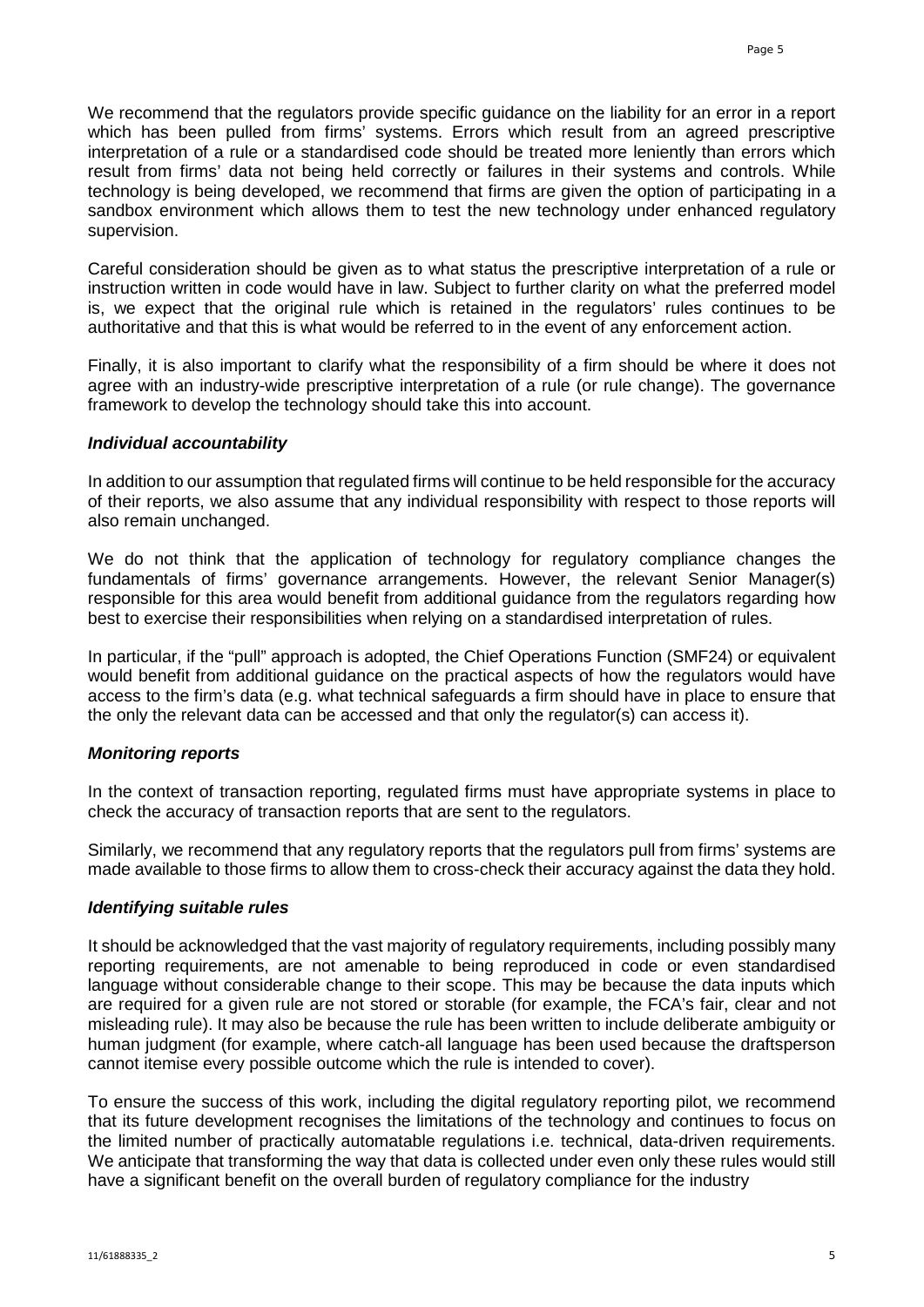We recommend that the regulators provide specific guidance on the liability for an error in a report which has been pulled from firms' systems. Errors which result from an agreed prescriptive interpretation of a rule or a standardised code should be treated more leniently than errors which result from firms' data not being held correctly or failures in their systems and controls. While technology is being developed, we recommend that firms are given the option of participating in a sandbox environment which allows them to test the new technology under enhanced regulatory supervision.

Careful consideration should be given as to what status the prescriptive interpretation of a rule or instruction written in code would have in law. Subject to further clarity on what the preferred model is, we expect that the original rule which is retained in the regulators' rules continues to be authoritative and that this is what would be referred to in the event of any enforcement action.

Finally, it is also important to clarify what the responsibility of a firm should be where it does not agree with an industry-wide prescriptive interpretation of a rule (or rule change). The governance framework to develop the technology should take this into account.

### *Individual accountability*

In addition to our assumption that regulated firms will continue to be held responsible for the accuracy of their reports, we also assume that any individual responsibility with respect to those reports will also remain unchanged.

We do not think that the application of technology for regulatory compliance changes the fundamentals of firms' governance arrangements. However, the relevant Senior Manager(s) responsible for this area would benefit from additional guidance from the regulators regarding how best to exercise their responsibilities when relying on a standardised interpretation of rules.

In particular, if the "pull" approach is adopted, the Chief Operations Function (SMF24) or equivalent would benefit from additional guidance on the practical aspects of how the regulators would have access to the firm's data (e.g. what technical safeguards a firm should have in place to ensure that the only the relevant data can be accessed and that only the regulator(s) can access it).

### *Monitoring reports*

In the context of transaction reporting, regulated firms must have appropriate systems in place to check the accuracy of transaction reports that are sent to the regulators.

Similarly, we recommend that any regulatory reports that the regulators pull from firms' systems are made available to those firms to allow them to cross-check their accuracy against the data they hold.

### *Identifying suitable rules*

It should be acknowledged that the vast majority of regulatory requirements, including possibly many reporting requirements, are not amenable to being reproduced in code or even standardised language without considerable change to their scope. This may be because the data inputs which are required for a given rule are not stored or storable (for example, the FCA's fair, clear and not misleading rule). It may also be because the rule has been written to include deliberate ambiguity or human judgment (for example, where catch-all language has been used because the draftsperson cannot itemise every possible outcome which the rule is intended to cover).

To ensure the success of this work, including the digital regulatory reporting pilot, we recommend that its future development recognises the limitations of the technology and continues to focus on the limited number of practically automatable regulations i.e. technical, data-driven requirements. We anticipate that transforming the way that data is collected under even only these rules would still have a significant benefit on the overall burden of regulatory compliance for the industry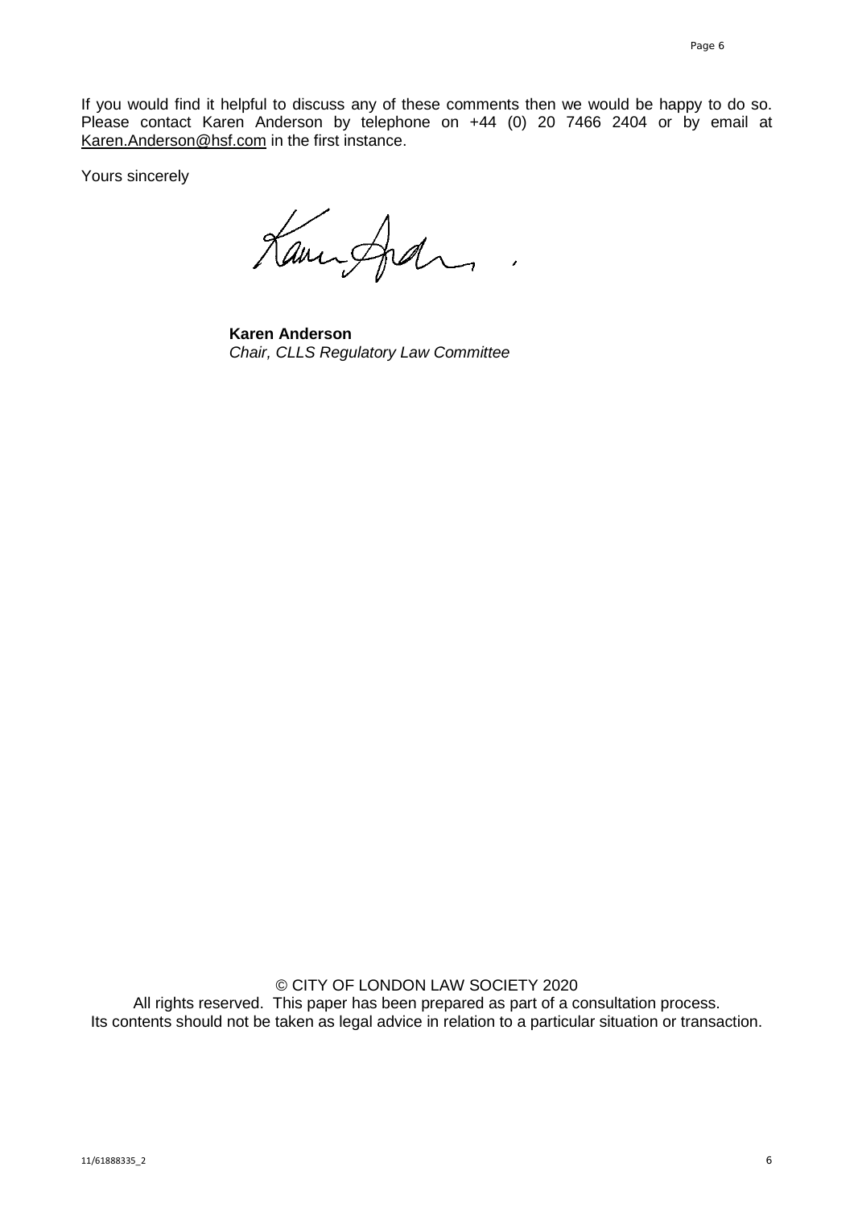If you would find it helpful to discuss any of these comments then we would be happy to do so. Please contact Karen Anderson by telephone on +44 (0) 20 7466 2404 or by email at Karen.Anderson@hsf.com in the first instance.

Yours sincerely

**Karen Anderson**
*Chair, CLLS Regulatory Law Committee*

© CITY OF LONDON LAW SOCIETY 2020
All rights reserved. This paper has been prepared as part of a consultation process.
Its contents should not be taken as legal advice in relation to a particular situation or transaction.

11/61888335_2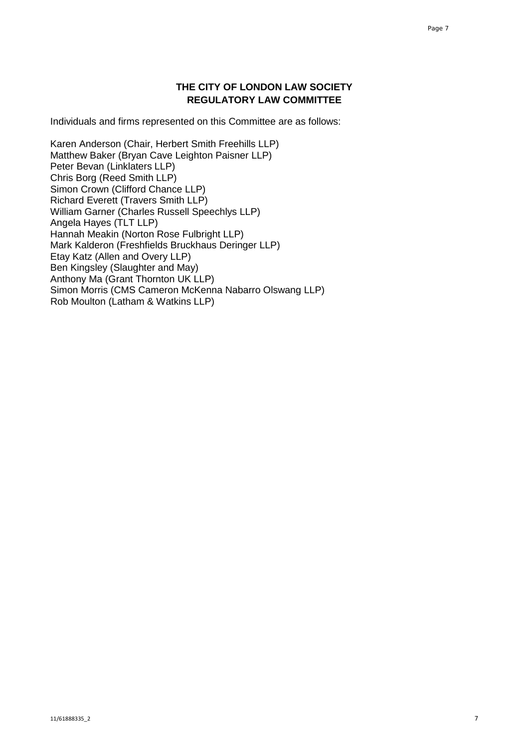**THE CITY OF LONDON LAW SOCIETY**
**REGULATORY LAW COMMITTEE**

Individuals and firms represented on this Committee are as follows:

Karen Anderson (Chair, Herbert Smith Freehills LLP)
Matthew Baker (Bryan Cave Leighton Paisner LLP)
Peter Bevan (Linklaters LLP)
Chris Borg (Reed Smith LLP)
Simon Crown (Clifford Chance LLP)
Richard Everett (Travers Smith LLP)
William Garner (Charles Russell Speechlys LLP)
Angela Hayes (TLT LLP)
Hannah Meakin (Norton Rose Fulbright LLP)
Mark Kalderon (Freshfields Bruckhaus Deringer LLP)
Etay Katz (Allen and Overy LLP)
Ben Kingsley (Slaughter and May)
Anthony Ma (Grant Thornton UK LLP)
Simon Morris (CMS Cameron McKenna Nabarro Olswang LLP)
Rob Moulton (Latham & Watkins LLP)

11/61888335_2